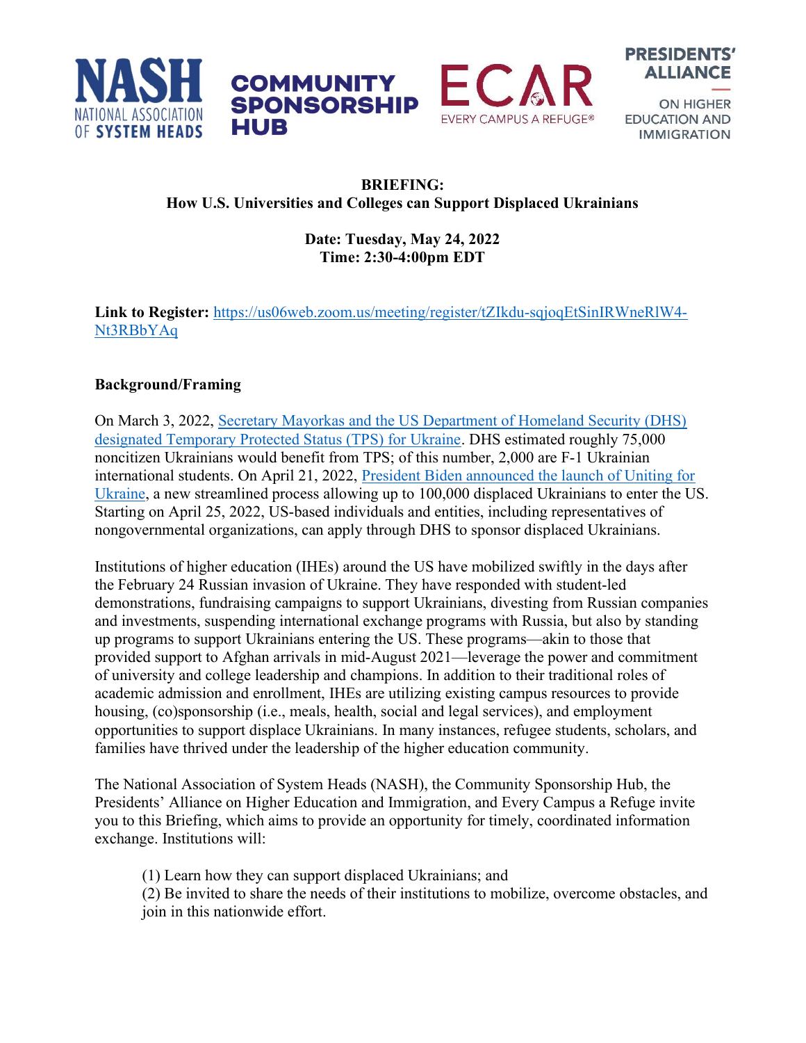NASH NATIONAL ASSOCIATION OF SYSTEM HEADS

COMMUNITY SPONSORSHIP HUB

ECAR EVERY CAMPUS A REFUGE®

PRESIDENTS' ALLIANCE ON HIGHER EDUCATION AND IMMIGRATION

# BRIEFING:
# How U.S. Universities and Colleges can Support Displaced Ukrainians

**Date: Tuesday, May 24, 2022**
**Time: 2:30-4:00pm EDT**

**Link to Register:** [https://us06web.zoom.us/meeting/register/tZIkdu-sqjoqEtSinIRWneRlW4-Nt3RBbYAq](https://us06web.zoom.us/meeting/register/tZIkdu-sqjoqEtSinIRWneRlW4-Nt3RBbYAq)

## Background/Framing

On March 3, 2022, Secretary Mayorkas and the US Department of Homeland Security (DHS) designated Temporary Protected Status (TPS) for Ukraine. DHS estimated roughly 75,000 noncitizen Ukrainians would benefit from TPS; of this number, 2,000 are F-1 Ukrainian international students. On April 21, 2022, President Biden announced the launch of Uniting for Ukraine, a new streamlined process allowing up to 100,000 displaced Ukrainians to enter the US. Starting on April 25, 2022, US-based individuals and entities, including representatives of nongovernmental organizations, can apply through DHS to sponsor displaced Ukrainians.

Institutions of higher education (IHEs) around the US have mobilized swiftly in the days after the February 24 Russian invasion of Ukraine. They have responded with student-led demonstrations, fundraising campaigns to support Ukrainians, divesting from Russian companies and investments, suspending international exchange programs with Russia, but also by standing up programs to support Ukrainians entering the US. These programs—akin to those that provided support to Afghan arrivals in mid-August 2021—leverage the power and commitment of university and college leadership and champions. In addition to their traditional roles of academic admission and enrollment, IHEs are utilizing existing campus resources to provide housing, (co)sponsorship (i.e., meals, health, social and legal services), and employment opportunities to support displace Ukrainians. In many instances, refugee students, scholars, and families have thrived under the leadership of the higher education community.

The National Association of System Heads (NASH), the Community Sponsorship Hub, the Presidents' Alliance on Higher Education and Immigration, and Every Campus a Refuge invite you to this Briefing, which aims to provide an opportunity for timely, coordinated information exchange. Institutions will:

(1) Learn how they can support displaced Ukrainians; and
(2) Be invited to share the needs of their institutions to mobilize, overcome obstacles, and join in this nationwide effort.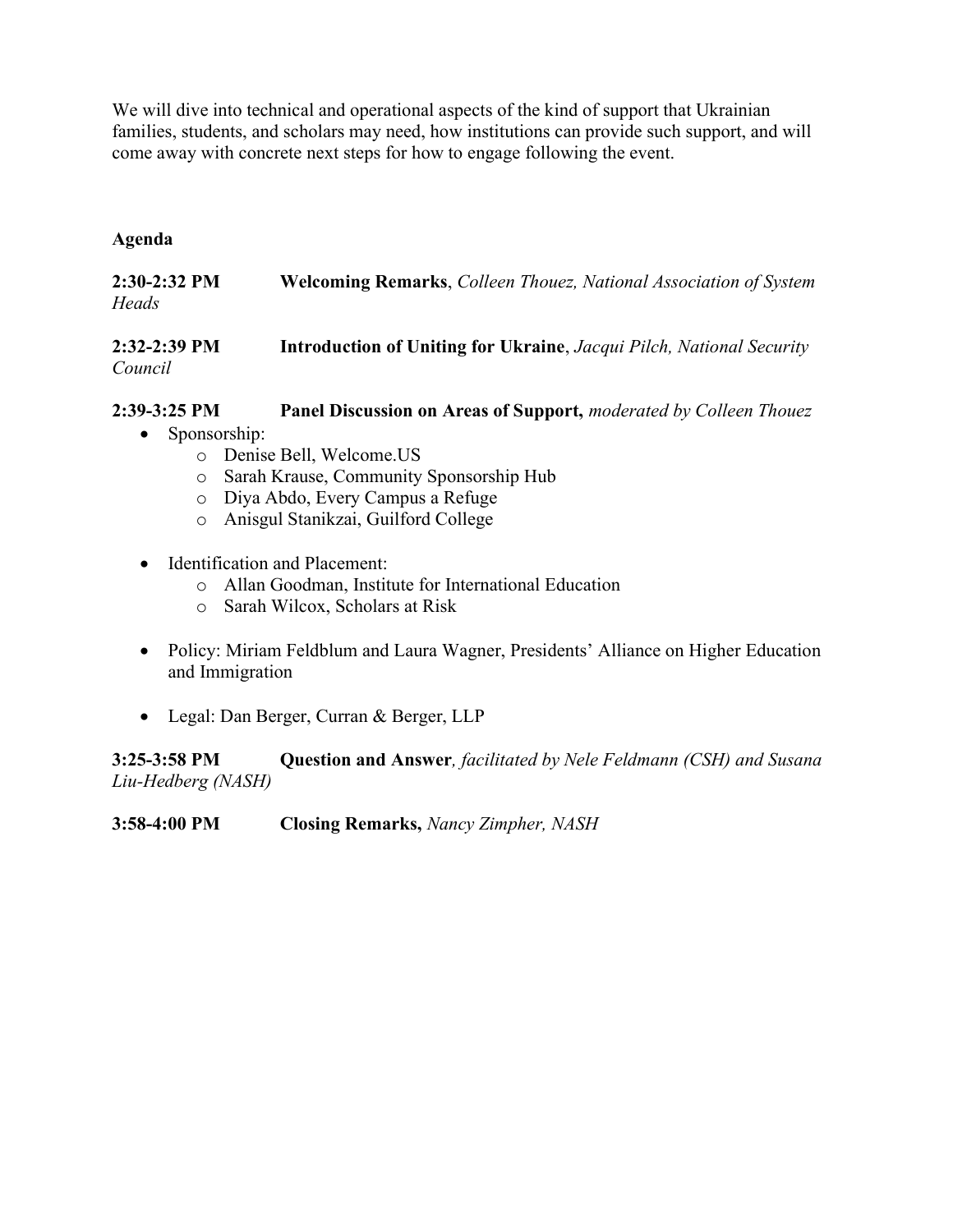We will dive into technical and operational aspects of the kind of support that Ukrainian families, students, and scholars may need, how institutions can provide such support, and will come away with concrete next steps for how to engage following the event.

**Agenda**

**2:30-2:32 PM** **Welcoming Remarks**, *Colleen Thouez, National Association of System Heads*

**2:32-2:39 PM** **Introduction of Uniting for Ukraine**, *Jacqui Pilch, National Security Council*

**2:39-3:25 PM** **Panel Discussion on Areas of Support,** *moderated by Colleen Thouez*

- Sponsorship:
  - Denise Bell, Welcome.US
  - Sarah Krause, Community Sponsorship Hub
  - Diya Abdo, Every Campus a Refuge
  - Anisgul Stanikzai, Guilford College
- Identification and Placement:
  - Allan Goodman, Institute for International Education
  - Sarah Wilcox, Scholars at Risk
- Policy: Miriam Feldblum and Laura Wagner, Presidents' Alliance on Higher Education and Immigration
- Legal: Dan Berger, Curran & Berger, LLP

**3:25-3:58 PM** **Question and Answer**, *facilitated by Nele Feldmann (CSH) and Susana Liu-Hedberg (NASH)*

**3:58-4:00 PM** **Closing Remarks,** *Nancy Zimpher, NASH*